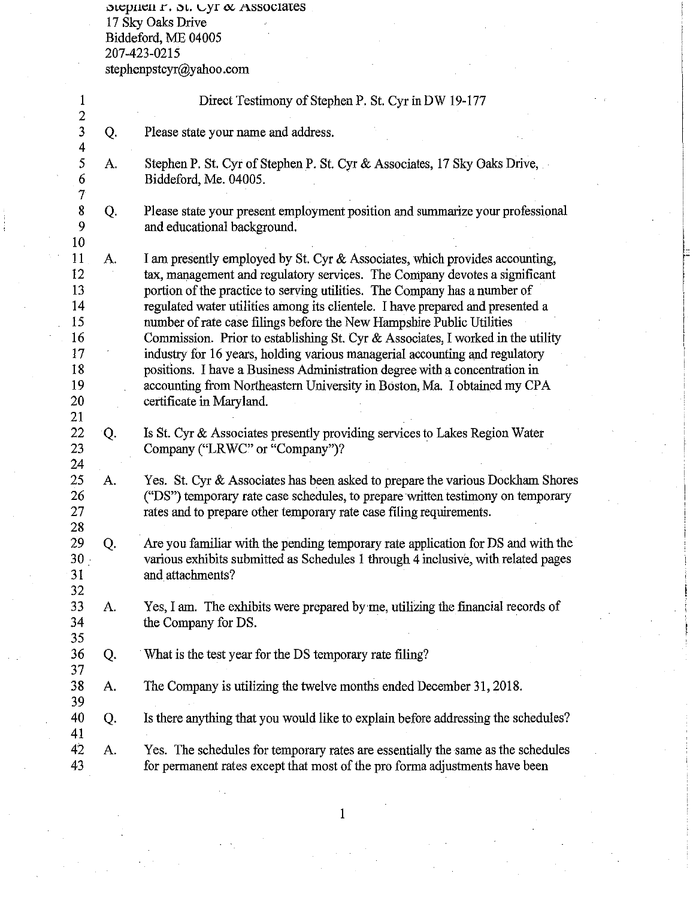Stephen P. St. Cyr & Associates
17 Sky Oaks Drive
Biddeford, ME 04005
207-423-0215
stephenpstcyr@yahoo.com

Direct Testimony of Stephen P. St. Cyr in DW 19-177

Q. Please state your name and address.

A. Stephen P. St. Cyr of Stephen P. St. Cyr & Associates, 17 Sky Oaks Drive, Biddeford, Me. 04005.

Q. Please state your present employment position and summarize your professional and educational background.

A. I am presently employed by St. Cyr & Associates, which provides accounting, tax, management and regulatory services. The Company devotes a significant portion of the practice to serving utilities. The Company has a number of regulated water utilities among its clientele. I have prepared and presented a number of rate case filings before the New Hampshire Public Utilities Commission. Prior to establishing St. Cyr & Associates, I worked in the utility industry for 16 years, holding various managerial accounting and regulatory positions. I have a Business Administration degree with a concentration in accounting from Northeastern University in Boston, Ma. I obtained my CPA certificate in Maryland.

Q. Is St. Cyr & Associates presently providing services to Lakes Region Water Company ("LRWC" or "Company")?

A. Yes. St. Cyr & Associates has been asked to prepare the various Dockham Shores ("DS") temporary rate case schedules, to prepare written testimony on temporary rates and to prepare other temporary rate case filing requirements.

Q. Are you familiar with the pending temporary rate application for DS and with the various exhibits submitted as Schedules 1 through 4 inclusive, with related pages and attachments?

A. Yes, I am. The exhibits were prepared by me, utilizing the financial records of the Company for DS.

Q. What is the test year for the DS temporary rate filing?

A. The Company is utilizing the twelve months ended December 31, 2018.

Q. Is there anything that you would like to explain before addressing the schedules?

A. Yes. The schedules for temporary rates are essentially the same as the schedules for permanent rates except that most of the pro forma adjustments have been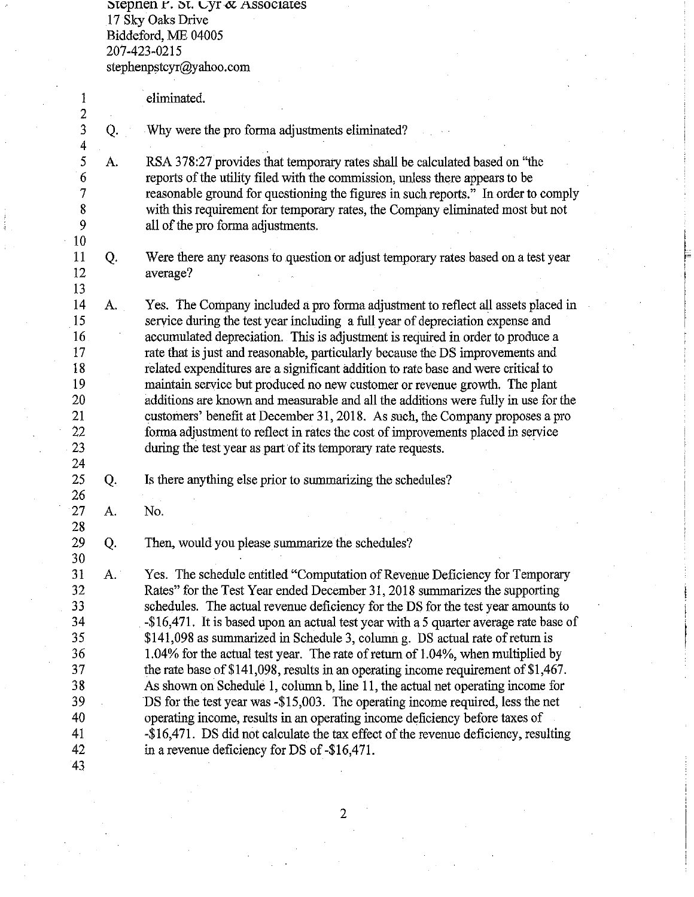Stephen P. St. Cyr & Associates
17 Sky Oaks Drive
Biddeford, ME 04005
207-423-0215
stephenpstcyr@yahoo.com

eliminated.

Q. Why were the pro forma adjustments eliminated?

A. RSA 378:27 provides that temporary rates shall be calculated based on "the reports of the utility filed with the commission, unless there appears to be reasonable ground for questioning the figures in such reports." In order to comply with this requirement for temporary rates, the Company eliminated most but not all of the pro forma adjustments.

Q. Were there any reasons to question or adjust temporary rates based on a test year average?

A. Yes. The Company included a pro forma adjustment to reflect all assets placed in service during the test year including a full year of depreciation expense and accumulated depreciation. This is adjustment is required in order to produce a rate that is just and reasonable, particularly because the DS improvements and related expenditures are a significant addition to rate base and were critical to maintain service but produced no new customer or revenue growth. The plant additions are known and measurable and all the additions were fully in use for the customers' benefit at December 31, 2018. As such, the Company proposes a pro forma adjustment to reflect in rates the cost of improvements placed in service during the test year as part of its temporary rate requests.

Q. Is there anything else prior to summarizing the schedules?

A. No.

Q. Then, would you please summarize the schedules?

A. Yes. The schedule entitled "Computation of Revenue Deficiency for Temporary Rates" for the Test Year ended December 31, 2018 summarizes the supporting schedules. The actual revenue deficiency for the DS for the test year amounts to -$16,471. It is based upon an actual test year with a 5 quarter average rate base of $141,098 as summarized in Schedule 3, column g. DS actual rate of return is 1.04% for the actual test year. The rate of return of 1.04%, when multiplied by the rate base of $141,098, results in an operating income requirement of $1,467. As shown on Schedule 1, column b, line 11, the actual net operating income for DS for the test year was -$15,003. The operating income required, less the net operating income, results in an operating income deficiency before taxes of -$16,471. DS did not calculate the tax effect of the revenue deficiency, resulting in a revenue deficiency for DS of -$16,471.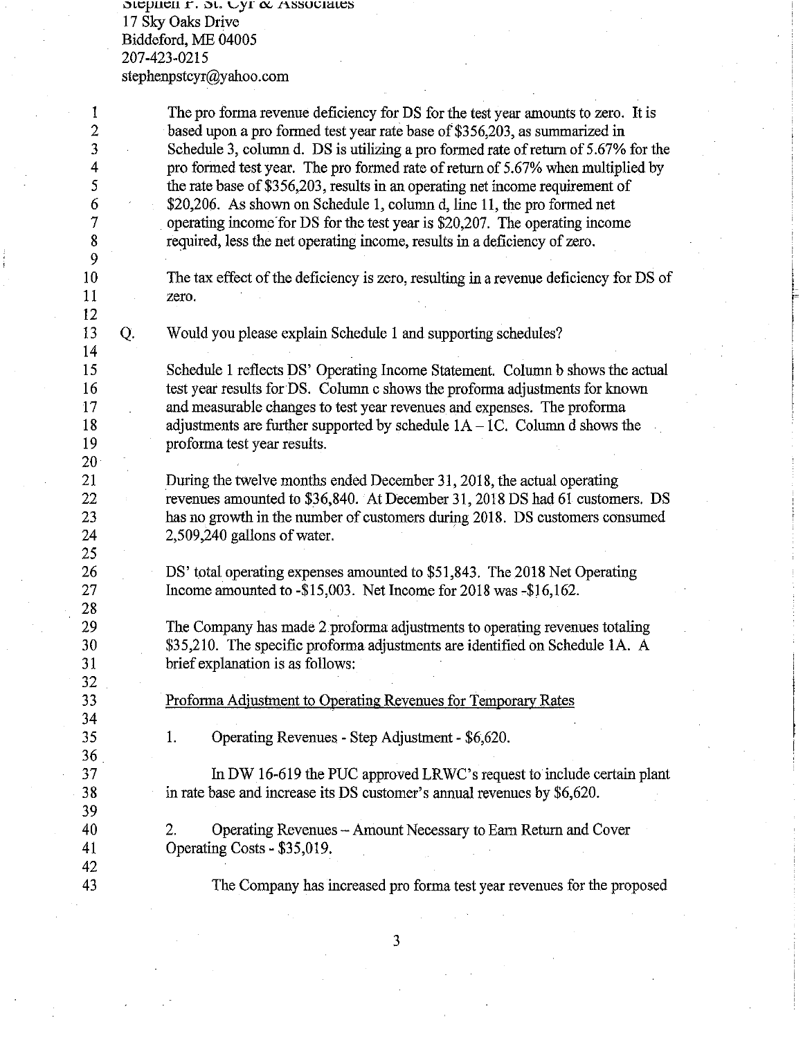The pro forma revenue deficiency for DS for the test year amounts to zero. It is based upon a pro formed test year rate base of $356,203, as summarized in Schedule 3, column d. DS is utilizing a pro formed rate of return of 5.67% for the pro formed test year. The pro formed rate of return of 5.67% when multiplied by the rate base of $356,203, results in an operating net income requirement of $20,206. As shown on Schedule 1, column d, line 11, the pro formed net operating income for DS for the test year is $20,207. The operating income required, less the net operating income, results in a deficiency of zero.

The tax effect of the deficiency is zero, resulting in a revenue deficiency for DS of zero.

Q. Would you please explain Schedule 1 and supporting schedules?

Schedule 1 reflects DS' Operating Income Statement. Column b shows the actual test year results for DS. Column c shows the proforma adjustments for known and measurable changes to test year revenues and expenses. The proforma adjustments are further supported by schedule 1A – 1C. Column d shows the proforma test year results.

During the twelve months ended December 31, 2018, the actual operating revenues amounted to $36,840. At December 31, 2018 DS had 61 customers. DS has no growth in the number of customers during 2018. DS customers consumed 2,509,240 gallons of water.

DS' total operating expenses amounted to $51,843. The 2018 Net Operating Income amounted to -$15,003. Net Income for 2018 was -$16,162.

The Company has made 2 proforma adjustments to operating revenues totaling $35,210. The specific proforma adjustments are identified on Schedule 1A. A brief explanation is as follows:

<u>Proforma Adjustment to Operating Revenues for Temporary Rates</u>

1. Operating Revenues - Step Adjustment - $6,620.

In DW 16-619 the PUC approved LRWC's request to include certain plant in rate base and increase its DS customer's annual revenues by $6,620.

2. Operating Revenues – Amount Necessary to Earn Return and Cover Operating Costs - $35,019.

The Company has increased pro forma test year revenues for the proposed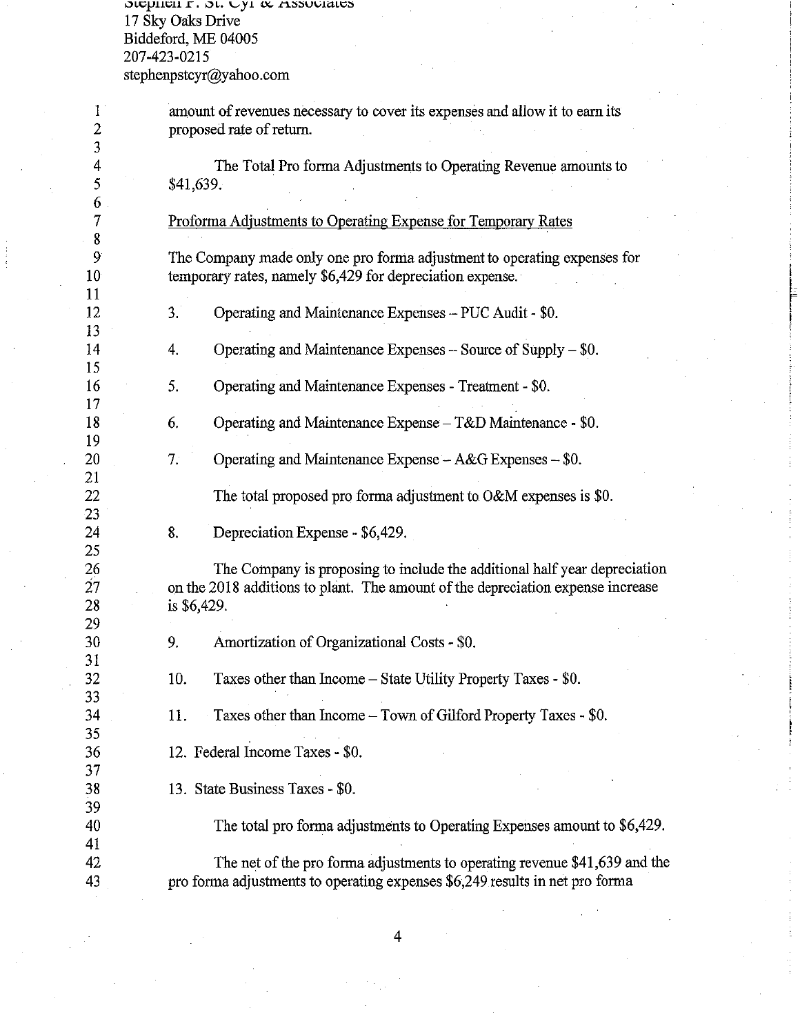amount of revenues necessary to cover its expenses and allow it to earn its proposed rate of return.

The Total Pro forma Adjustments to Operating Revenue amounts to $41,639.

Proforma Adjustments to Operating Expense for Temporary Rates

The Company made only one pro forma adjustment to operating expenses for temporary rates, namely $6,429 for depreciation expense.

3. Operating and Maintenance Expenses – PUC Audit - $0.

4. Operating and Maintenance Expenses – Source of Supply – $0.

5. Operating and Maintenance Expenses - Treatment - $0.

6. Operating and Maintenance Expense – T&D Maintenance - $0.

7. Operating and Maintenance Expense – A&G Expenses – $0.

The total proposed pro forma adjustment to O&M expenses is $0.

8. Depreciation Expense - $6,429.

The Company is proposing to include the additional half year depreciation on the 2018 additions to plant. The amount of the depreciation expense increase is $6,429.

9. Amortization of Organizational Costs - $0.

10. Taxes other than Income – State Utility Property Taxes - $0.

11. Taxes other than Income – Town of Gilford Property Taxes - $0.

12. Federal Income Taxes - $0.

13. State Business Taxes - $0.

The total pro forma adjustments to Operating Expenses amount to $6,429.

The net of the pro forma adjustments to operating revenue $41,639 and the pro forma adjustments to operating expenses $6,249 results in net pro forma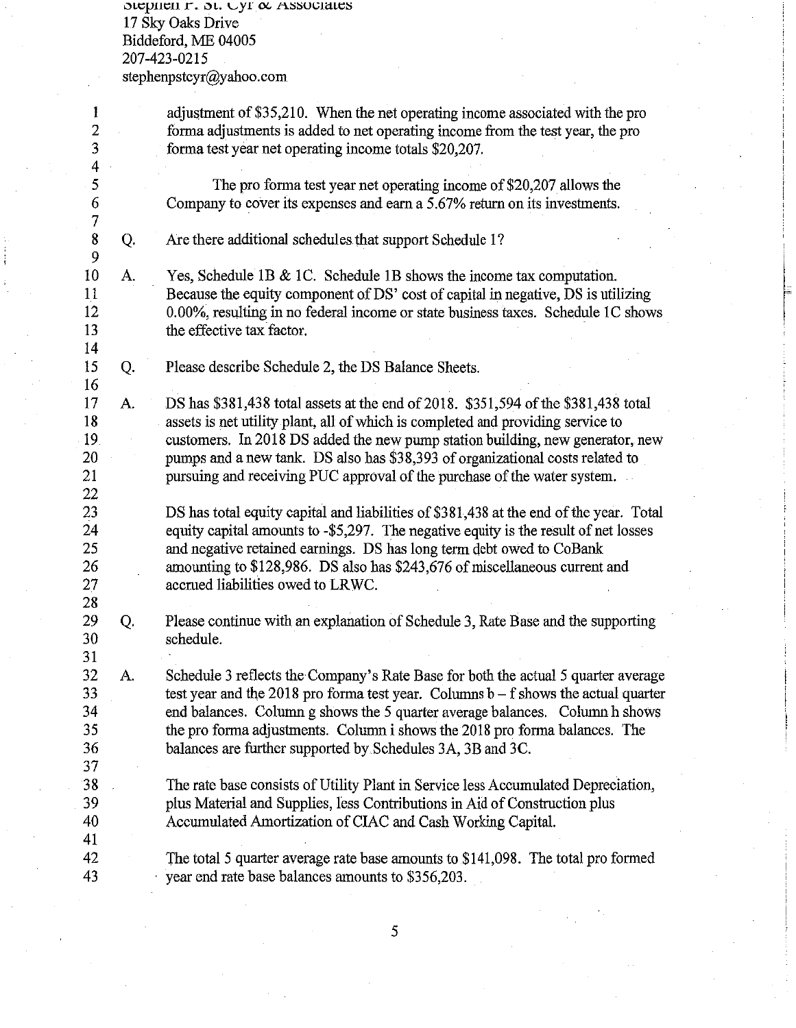adjustment of $35,210. When the net operating income associated with the pro forma adjustments is added to net operating income from the test year, the pro forma test year net operating income totals $20,207.

The pro forma test year net operating income of $20,207 allows the Company to cover its expenses and earn a 5.67% return on its investments.

Q. Are there additional schedules that support Schedule 1?

A. Yes, Schedule 1B & 1C. Schedule 1B shows the income tax computation. Because the equity component of DS' cost of capital in negative, DS is utilizing 0.00%, resulting in no federal income or state business taxes. Schedule 1C shows the effective tax factor.

Q. Please describe Schedule 2, the DS Balance Sheets.

A. DS has $381,438 total assets at the end of 2018. $351,594 of the $381,438 total assets is net utility plant, all of which is completed and providing service to customers. In 2018 DS added the new pump station building, new generator, new pumps and a new tank. DS also has $38,393 of organizational costs related to pursuing and receiving PUC approval of the purchase of the water system.

DS has total equity capital and liabilities of $381,438 at the end of the year. Total equity capital amounts to -$5,297. The negative equity is the result of net losses and negative retained earnings. DS has long term debt owed to CoBank amounting to $128,986. DS also has $243,676 of miscellaneous current and accrued liabilities owed to LRWC.

Q. Please continue with an explanation of Schedule 3, Rate Base and the supporting schedule.

A. Schedule 3 reflects the Company's Rate Base for both the actual 5 quarter average test year and the 2018 pro forma test year. Columns b – f shows the actual quarter end balances. Column g shows the 5 quarter average balances. Column h shows the pro forma adjustments. Column i shows the 2018 pro forma balances. The balances are further supported by Schedules 3A, 3B and 3C.

The rate base consists of Utility Plant in Service less Accumulated Depreciation, plus Material and Supplies, less Contributions in Aid of Construction plus Accumulated Amortization of CIAC and Cash Working Capital.

The total 5 quarter average rate base amounts to $141,098. The total pro formed year end rate base balances amounts to $356,203.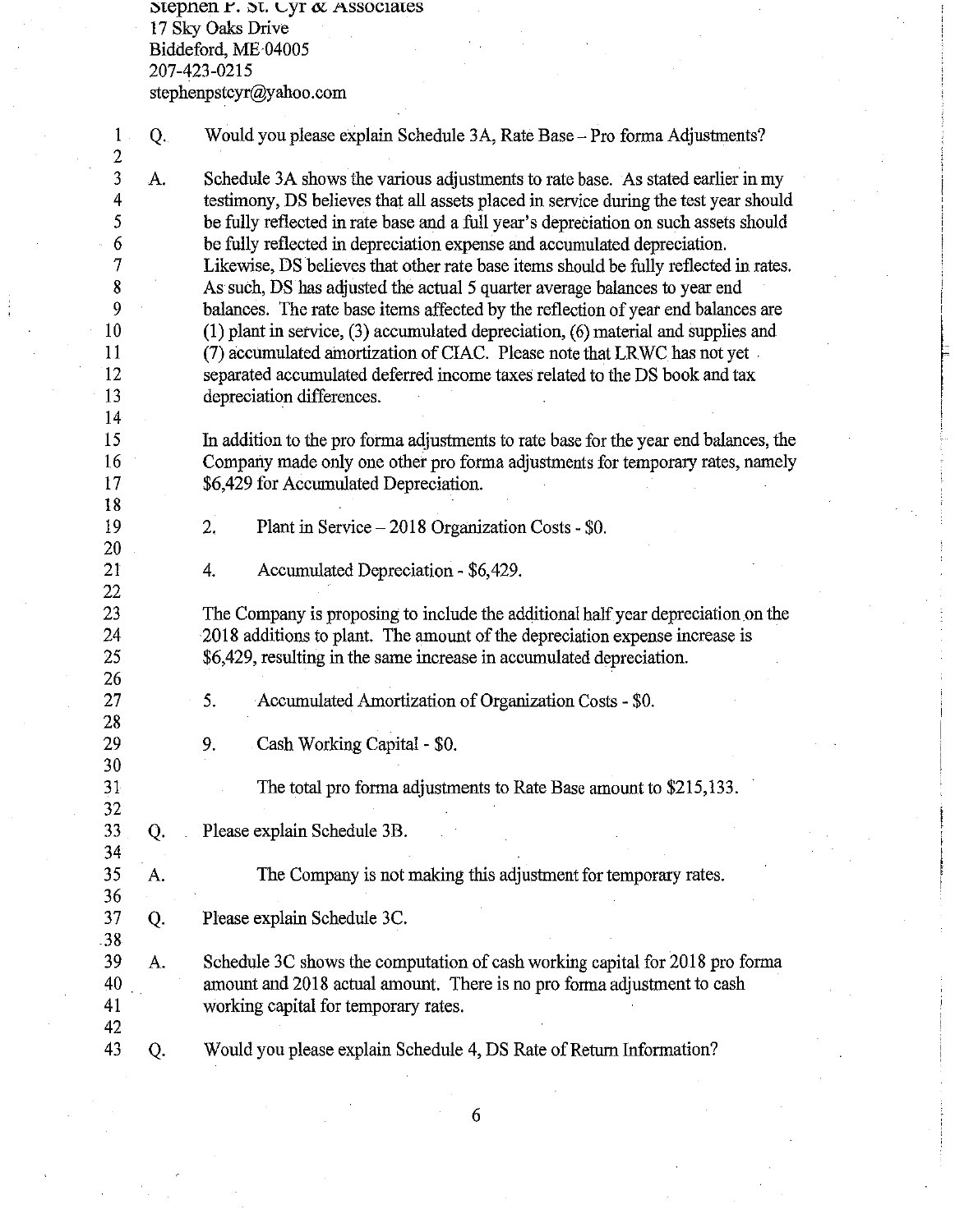Stephen P. St. Cyr & Associates
17 Sky Oaks Drive
Biddeford, ME 04005
207-423-0215
stephenpstcyr@yahoo.com

Q. Would you please explain Schedule 3A, Rate Base – Pro forma Adjustments?

A. Schedule 3A shows the various adjustments to rate base. As stated earlier in my testimony, DS believes that all assets placed in service during the test year should be fully reflected in rate base and a full year's depreciation on such assets should be fully reflected in depreciation expense and accumulated depreciation. Likewise, DS believes that other rate base items should be fully reflected in rates. As such, DS has adjusted the actual 5 quarter average balances to year end balances. The rate base items affected by the reflection of year end balances are (1) plant in service, (3) accumulated depreciation, (6) material and supplies and (7) accumulated amortization of CIAC. Please note that LRWC has not yet separated accumulated deferred income taxes related to the DS book and tax depreciation differences.

In addition to the pro forma adjustments to rate base for the year end balances, the Company made only one other pro forma adjustments for temporary rates, namely $6,429 for Accumulated Depreciation.

2. Plant in Service – 2018 Organization Costs - $0.

4. Accumulated Depreciation - $6,429.

The Company is proposing to include the additional half year depreciation on the 2018 additions to plant. The amount of the depreciation expense increase is $6,429, resulting in the same increase in accumulated depreciation.

5. Accumulated Amortization of Organization Costs - $0.

9. Cash Working Capital - $0.

The total pro forma adjustments to Rate Base amount to $215,133.

Q. Please explain Schedule 3B.

A. The Company is not making this adjustment for temporary rates.

Q. Please explain Schedule 3C.

A. Schedule 3C shows the computation of cash working capital for 2018 pro forma amount and 2018 actual amount. There is no pro forma adjustment to cash working capital for temporary rates.

Q. Would you please explain Schedule 4, DS Rate of Return Information?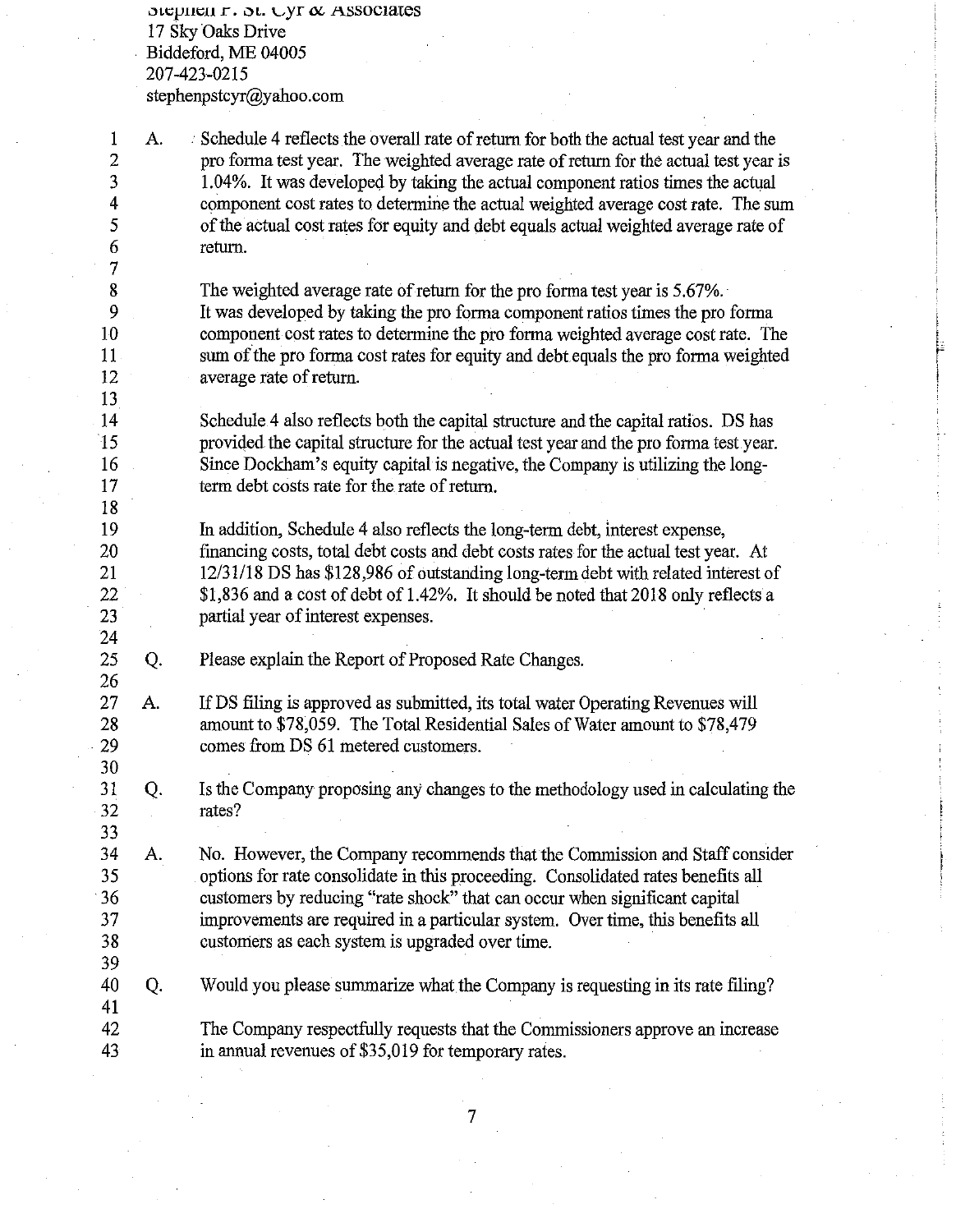Stephen P. St. Cyr & Associates
17 Sky Oaks Drive
Biddeford, ME 04005
207-423-0215
stephenpstcyr@yahoo.com

A. Schedule 4 reflects the overall rate of return for both the actual test year and the pro forma test year. The weighted average rate of return for the actual test year is 1.04%. It was developed by taking the actual component ratios times the actual component cost rates to determine the actual weighted average cost rate. The sum of the actual cost rates for equity and debt equals actual weighted average rate of return.

The weighted average rate of return for the pro forma test year is 5.67%. It was developed by taking the pro forma component ratios times the pro forma component cost rates to determine the pro forma weighted average cost rate. The sum of the pro forma cost rates for equity and debt equals the pro forma weighted average rate of return.

Schedule 4 also reflects both the capital structure and the capital ratios. DS has provided the capital structure for the actual test year and the pro forma test year. Since Dockham's equity capital is negative, the Company is utilizing the long-term debt costs rate for the rate of return.

In addition, Schedule 4 also reflects the long-term debt, interest expense, financing costs, total debt costs and debt costs rates for the actual test year. At 12/31/18 DS has $128,986 of outstanding long-term debt with related interest of $1,836 and a cost of debt of 1.42%. It should be noted that 2018 only reflects a partial year of interest expenses.

Q. Please explain the Report of Proposed Rate Changes.

A. If DS filing is approved as submitted, its total water Operating Revenues will amount to $78,059. The Total Residential Sales of Water amount to $78,479 comes from DS 61 metered customers.

Q. Is the Company proposing any changes to the methodology used in calculating the rates?

A. No. However, the Company recommends that the Commission and Staff consider options for rate consolidate in this proceeding. Consolidated rates benefits all customers by reducing "rate shock" that can occur when significant capital improvements are required in a particular system. Over time, this benefits all customers as each system is upgraded over time.

Q. Would you please summarize what the Company is requesting in its rate filing?

The Company respectfully requests that the Commissioners approve an increase in annual revenues of $35,019 for temporary rates.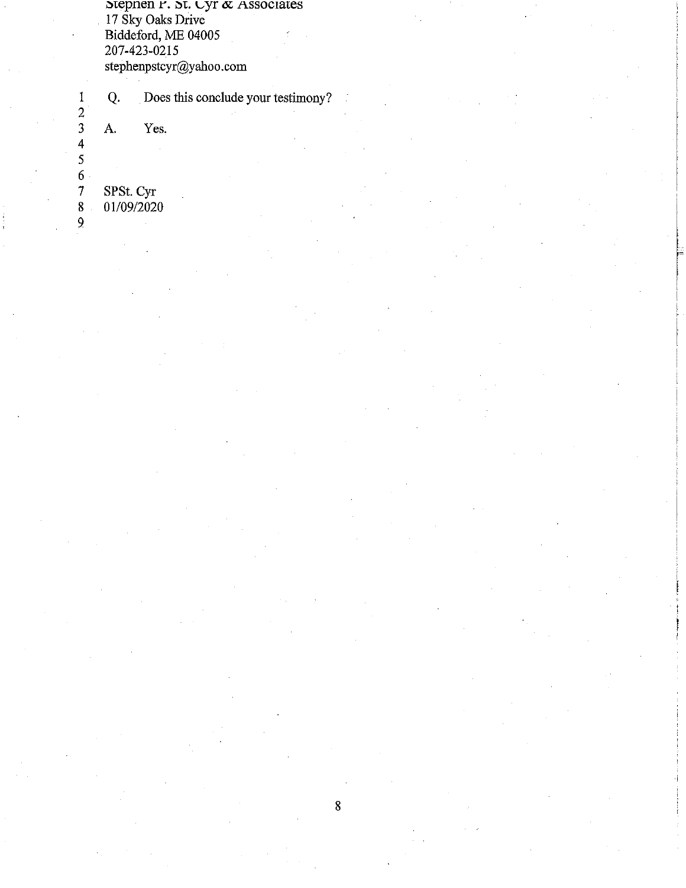Q. Does this conclude your testimony?

A. Yes.

SPSt. Cyr
01/09/2020